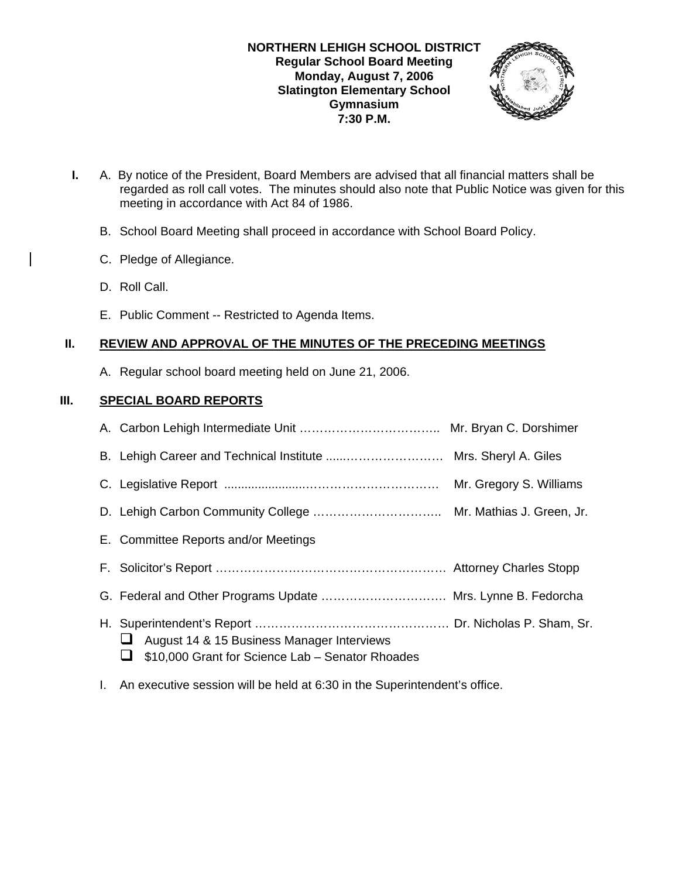**NORTHERN LEHIGH SCHOOL DISTRICT**
**Regular School Board Meeting**
**Monday, August 7, 2006**
**Slatington Elementary School**
**Gymnasium**
**7:30 P.M.**

**I.** A. By notice of the President, Board Members are advised that all financial matters shall be regarded as roll call votes. The minutes should also note that Public Notice was given for this meeting in accordance with Act 84 of 1986.

B. School Board Meeting shall proceed in accordance with School Board Policy.

C. Pledge of Allegiance.

D. Roll Call.

E. Public Comment -- Restricted to Agenda Items.

## II. REVIEW AND APPROVAL OF THE MINUTES OF THE PRECEDING MEETINGS

A. Regular school board meeting held on June 21, 2006.

## III. SPECIAL BOARD REPORTS

A. Carbon Lehigh Intermediate Unit …………………………….. Mr. Bryan C. Dorshimer

B. Lehigh Career and Technical Institute .....…………………… Mrs. Sheryl A. Giles

C. Legislative Report .......................…………………………. Mr. Gregory S. Williams

D. Lehigh Carbon Community College ………………………….. Mr. Mathias J. Green, Jr.

E. Committee Reports and/or Meetings

F. Solicitor's Report …………………………………………………. Attorney Charles Stopp

G. Federal and Other Programs Update …………………………. Mrs. Lynne B. Fedorcha

H. Superintendent's Report …………………………………………. Dr. Nicholas P. Sham, Sr.
- August 14 & 15 Business Manager Interviews
- $10,000 Grant for Science Lab – Senator Rhoades

I. An executive session will be held at 6:30 in the Superintendent's office.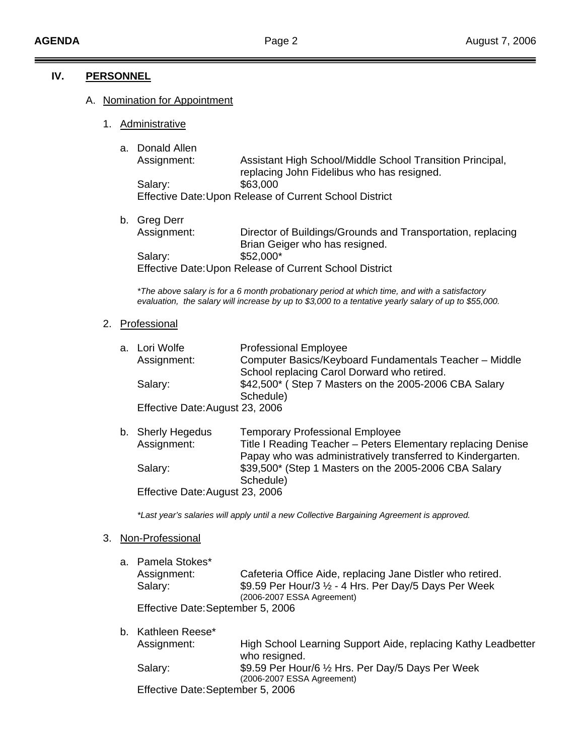## IV. PERSONNEL

### A. Nomination for Appointment

#### 1. Administrative

a. Donald Allen
   Assignment: Assistant High School/Middle School Transition Principal, replacing John Fidelibus who has resigned.
   Salary: $63,000
   Effective Date: Upon Release of Current School District

b. Greg Derr
   Assignment: Director of Buildings/Grounds and Transportation, replacing Brian Geiger who has resigned.
   Salary: $52,000*
   Effective Date: Upon Release of Current School District

   *\*The above salary is for a 6 month probationary period at which time, and with a satisfactory evaluation, the salary will increase by up to $3,000 to a tentative yearly salary of up to $55,000.*

#### 2. Professional

a. Lori Wolfe — Professional Employee
   Assignment: Computer Basics/Keyboard Fundamentals Teacher – Middle School replacing Carol Dorward who retired.
   Salary: $42,500* ( Step 7 Masters on the 2005-2006 CBA Salary Schedule)
   Effective Date: August 23, 2006

b. Sherly Hegedus — Temporary Professional Employee
   Assignment: Title I Reading Teacher – Peters Elementary replacing Denise Papay who was administratively transferred to Kindergarten.
   Salary: $39,500* (Step 1 Masters on the 2005-2006 CBA Salary Schedule)
   Effective Date: August 23, 2006

   *\*Last year's salaries will apply until a new Collective Bargaining Agreement is approved.*

#### 3. Non-Professional

a. Pamela Stokes*
   Assignment: Cafeteria Office Aide, replacing Jane Distler who retired.
   Salary: $9.59 Per Hour/3 ½ - 4 Hrs. Per Day/5 Days Per Week (2006-2007 ESSA Agreement)
   Effective Date: September 5, 2006

b. Kathleen Reese*
   Assignment: High School Learning Support Aide, replacing Kathy Leadbetter who resigned.
   Salary: $9.59 Per Hour/6 ½ Hrs. Per Day/5 Days Per Week (2006-2007 ESSA Agreement)
   Effective Date: September 5, 2006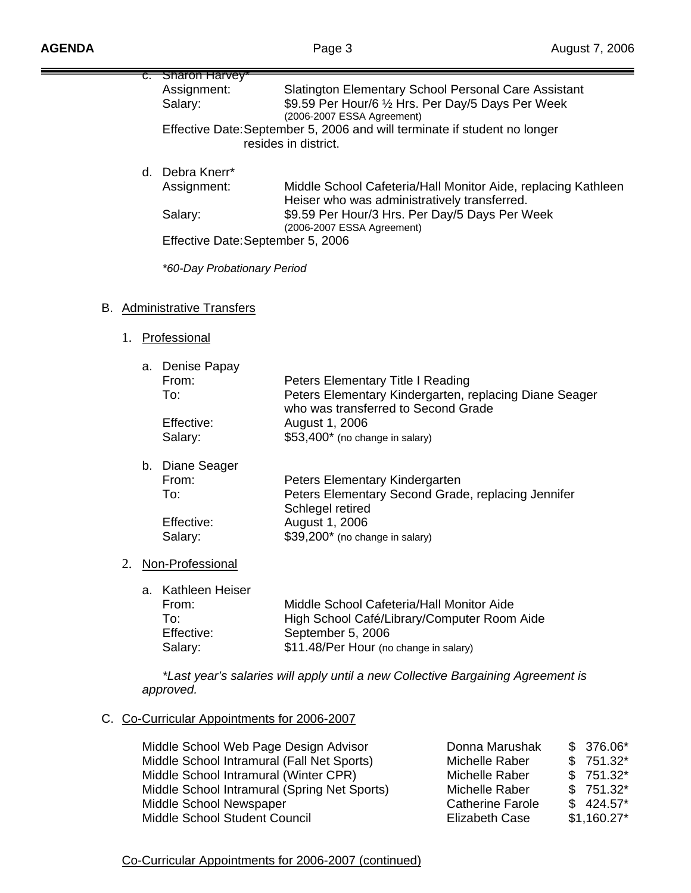c. Sharon Harvey*

Assignment: Slatington Elementary School Personal Care Assistant
Salary: $9.59 Per Hour/6 ½ Hrs. Per Day/5 Days Per Week (2006-2007 ESSA Agreement)
Effective Date: September 5, 2006 and will terminate if student no longer resides in district.

d. Debra Knerr*

Assignment: Middle School Cafeteria/Hall Monitor Aide, replacing Kathleen Heiser who was administratively transferred.
Salary: $9.59 Per Hour/3 Hrs. Per Day/5 Days Per Week (2006-2007 ESSA Agreement)
Effective Date: September 5, 2006

*\*60-Day Probationary Period*

B. Administrative Transfers

1. Professional

a. Denise Papay

From: Peters Elementary Title I Reading
To: Peters Elementary Kindergarten, replacing Diane Seager who was transferred to Second Grade
Effective: August 1, 2006
Salary: $53,400* (no change in salary)

b. Diane Seager

From: Peters Elementary Kindergarten
To: Peters Elementary Second Grade, replacing Jennifer Schlegel retired
Effective: August 1, 2006
Salary: $39,200* (no change in salary)

2. Non-Professional

a. Kathleen Heiser

From: Middle School Cafeteria/Hall Monitor Aide
To: High School Café/Library/Computer Room Aide
Effective: September 5, 2006
Salary: $11.48/Per Hour (no change in salary)

*\*Last year's salaries will apply until a new Collective Bargaining Agreement is approved.*

C. Co-Curricular Appointments for 2006-2007

| | | |
|---|---|---|
| Middle School Web Page Design Advisor | Donna Marushak | $ 376.06* |
| Middle School Intramural (Fall Net Sports) | Michelle Raber | $ 751.32* |
| Middle School Intramural (Winter CPR) | Michelle Raber | $ 751.32* |
| Middle School Intramural (Spring Net Sports) | Michelle Raber | $ 751.32* |
| Middle School Newspaper | Catherine Farole | $ 424.57* |
| Middle School Student Council | Elizabeth Case | $1,160.27* |

Co-Curricular Appointments for 2006-2007 (continued)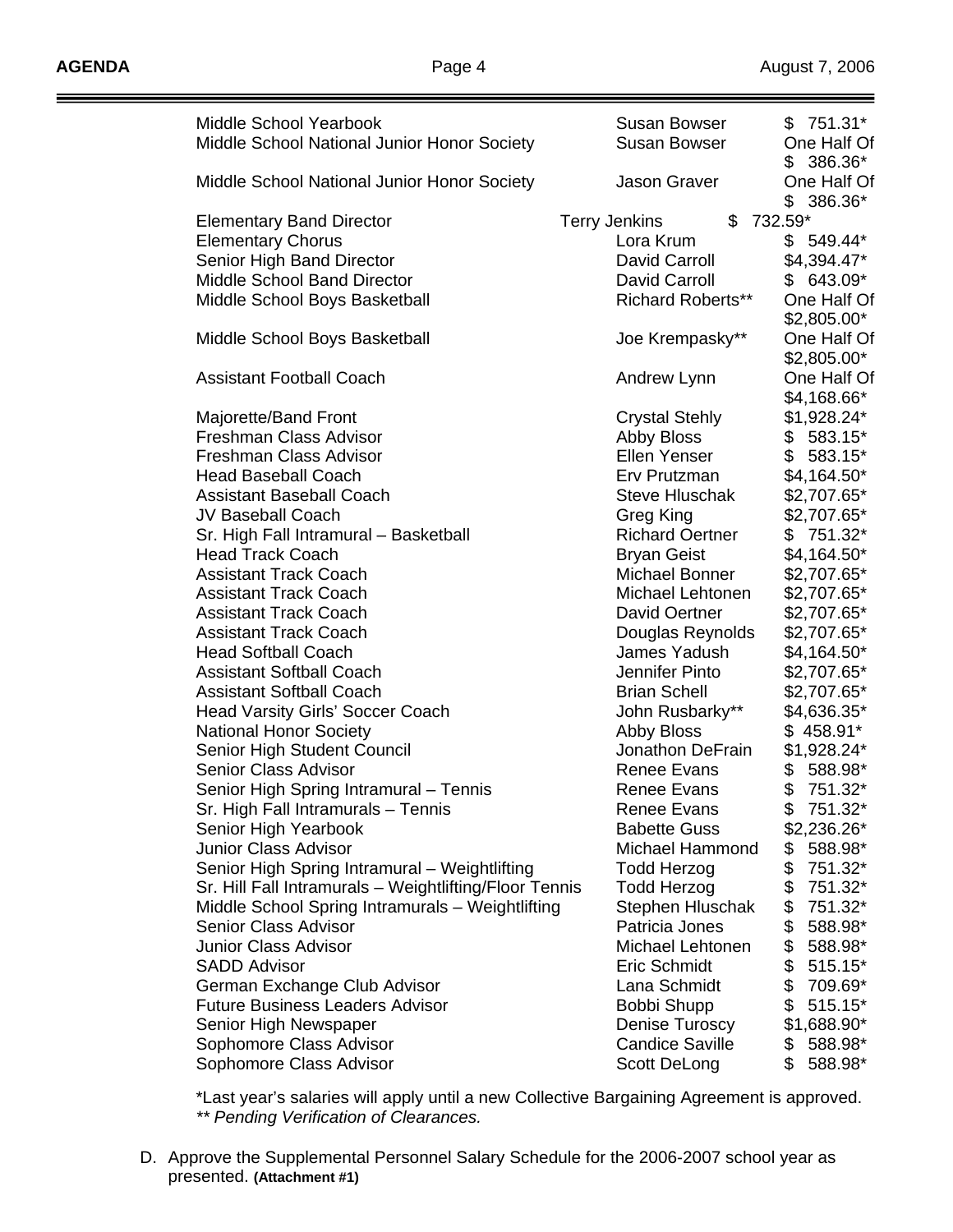| | | |
|---|---|---|
| Middle School Yearbook | Susan Bowser | $ 751.31* |
| Middle School National Junior Honor Society | Susan Bowser | One Half Of $ 386.36* |
| Middle School National Junior Honor Society | Jason Graver | One Half Of $ 386.36* |
| Elementary Band Director | Terry Jenkins | $ 732.59* |
| Elementary Chorus | Lora Krum | $ 549.44* |
| Senior High Band Director | David Carroll | $4,394.47* |
| Middle School Band Director | David Carroll | $ 643.09* |
| Middle School Boys Basketball | Richard Roberts** | One Half Of $2,805.00* |
| Middle School Boys Basketball | Joe Krempasky** | One Half Of $2,805.00* |
| Assistant Football Coach | Andrew Lynn | One Half Of $4,168.66* |
| Majorette/Band Front | Crystal Stehly | $1,928.24* |
| Freshman Class Advisor | Abby Bloss | $ 583.15* |
| Freshman Class Advisor | Ellen Yenser | $ 583.15* |
| Head Baseball Coach | Erv Prutzman | $4,164.50* |
| Assistant Baseball Coach | Steve Hluschak | $2,707.65* |
| JV Baseball Coach | Greg King | $2,707.65* |
| Sr. High Fall Intramural – Basketball | Richard Oertner | $ 751.32* |
| Head Track Coach | Bryan Geist | $4,164.50* |
| Assistant Track Coach | Michael Bonner | $2,707.65* |
| Assistant Track Coach | Michael Lehtonen | $2,707.65* |
| Assistant Track Coach | David Oertner | $2,707.65* |
| Assistant Track Coach | Douglas Reynolds | $2,707.65* |
| Head Softball Coach | James Yadush | $4,164.50* |
| Assistant Softball Coach | Jennifer Pinto | $2,707.65* |
| Assistant Softball Coach | Brian Schell | $2,707.65* |
| Head Varsity Girls' Soccer Coach | John Rusbarky** | $4,636.35* |
| National Honor Society | Abby Bloss | $ 458.91* |
| Senior High Student Council | Jonathon DeFrain | $1,928.24* |
| Senior Class Advisor | Renee Evans | $ 588.98* |
| Senior High Spring Intramural – Tennis | Renee Evans | $ 751.32* |
| Sr. High Fall Intramurals – Tennis | Renee Evans | $ 751.32* |
| Senior High Yearbook | Babette Guss | $2,236.26* |
| Junior Class Advisor | Michael Hammond | $ 588.98* |
| Senior High Spring Intramural – Weightlifting | Todd Herzog | $ 751.32* |
| Sr. Hill Fall Intramurals – Weightlifting/Floor Tennis | Todd Herzog | $ 751.32* |
| Middle School Spring Intramurals – Weightlifting | Stephen Hluschak | $ 751.32* |
| Senior Class Advisor | Patricia Jones | $ 588.98* |
| Junior Class Advisor | Michael Lehtonen | $ 588.98* |
| SADD Advisor | Eric Schmidt | $ 515.15* |
| German Exchange Club Advisor | Lana Schmidt | $ 709.69* |
| Future Business Leaders Advisor | Bobbi Shupp | $ 515.15* |
| Senior High Newspaper | Denise Turoscy | $1,688.90* |
| Sophomore Class Advisor | Candice Saville | $ 588.98* |
| Sophomore Class Advisor | Scott DeLong | $ 588.98* |

*Last year's salaries will apply until a new Collective Bargaining Agreement is approved.
*** Pending Verification of Clearances.*

D. Approve the Supplemental Personnel Salary Schedule for the 2006-2007 school year as presented. **(Attachment #1)**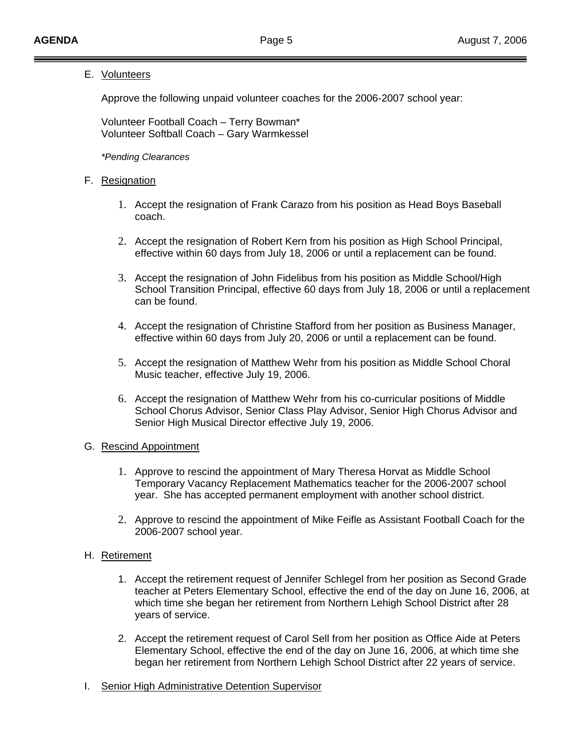E. Volunteers

Approve the following unpaid volunteer coaches for the 2006-2007 school year:

Volunteer Football Coach – Terry Bowman*
Volunteer Softball Coach – Gary Warmkessel

*\*Pending Clearances*

F. Resignation

1. Accept the resignation of Frank Carazo from his position as Head Boys Baseball coach.

2. Accept the resignation of Robert Kern from his position as High School Principal, effective within 60 days from July 18, 2006 or until a replacement can be found.

3. Accept the resignation of John Fidelibus from his position as Middle School/High School Transition Principal, effective 60 days from July 18, 2006 or until a replacement can be found.

4. Accept the resignation of Christine Stafford from her position as Business Manager, effective within 60 days from July 20, 2006 or until a replacement can be found.

5. Accept the resignation of Matthew Wehr from his position as Middle School Choral Music teacher, effective July 19, 2006.

6. Accept the resignation of Matthew Wehr from his co-curricular positions of Middle School Chorus Advisor, Senior Class Play Advisor, Senior High Chorus Advisor and Senior High Musical Director effective July 19, 2006.

G. Rescind Appointment

1. Approve to rescind the appointment of Mary Theresa Horvat as Middle School Temporary Vacancy Replacement Mathematics teacher for the 2006-2007 school year. She has accepted permanent employment with another school district.

2. Approve to rescind the appointment of Mike Feifle as Assistant Football Coach for the 2006-2007 school year.

H. Retirement

1. Accept the retirement request of Jennifer Schlegel from her position as Second Grade teacher at Peters Elementary School, effective the end of the day on June 16, 2006, at which time she began her retirement from Northern Lehigh School District after 28 years of service.

2. Accept the retirement request of Carol Sell from her position as Office Aide at Peters Elementary School, effective the end of the day on June 16, 2006, at which time she began her retirement from Northern Lehigh School District after 22 years of service.

I. Senior High Administrative Detention Supervisor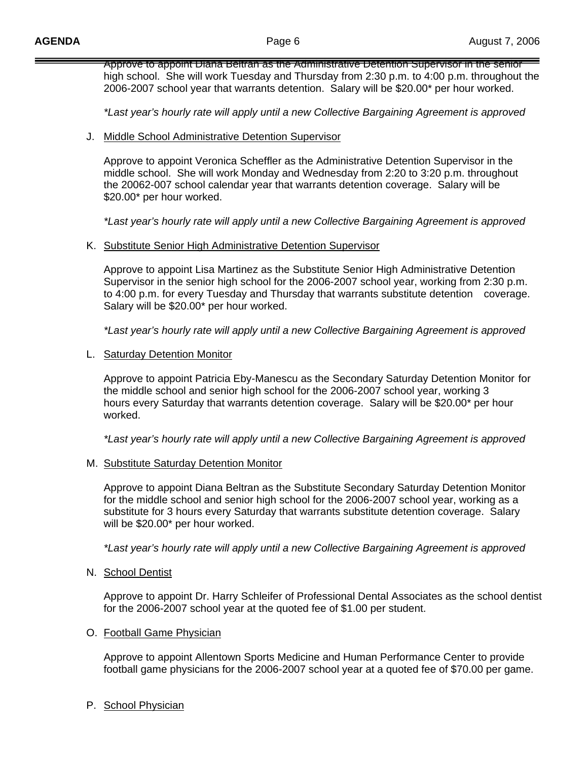Approve to appoint Diana Beltran as the Administrative Detention Supervisor in the senior high school. She will work Tuesday and Thursday from 2:30 p.m. to 4:00 p.m. throughout the 2006-2007 school year that warrants detention. Salary will be $20.00* per hour worked.

*\*Last year's hourly rate will apply until a new Collective Bargaining Agreement is approved*

J. <u>Middle School Administrative Detention Supervisor</u>

Approve to appoint Veronica Scheffler as the Administrative Detention Supervisor in the middle school. She will work Monday and Wednesday from 2:20 to 3:20 p.m. throughout the 20062-007 school calendar year that warrants detention coverage. Salary will be $20.00* per hour worked.

*\*Last year's hourly rate will apply until a new Collective Bargaining Agreement is approved*

K. <u>Substitute Senior High Administrative Detention Supervisor</u>

Approve to appoint Lisa Martinez as the Substitute Senior High Administrative Detention Supervisor in the senior high school for the 2006-2007 school year, working from 2:30 p.m. to 4:00 p.m. for every Tuesday and Thursday that warrants substitute detention coverage. Salary will be $20.00* per hour worked.

*\*Last year's hourly rate will apply until a new Collective Bargaining Agreement is approved*

L. <u>Saturday Detention Monitor</u>

Approve to appoint Patricia Eby-Manescu as the Secondary Saturday Detention Monitor for the middle school and senior high school for the 2006-2007 school year, working 3 hours every Saturday that warrants detention coverage. Salary will be $20.00* per hour worked.

*\*Last year's hourly rate will apply until a new Collective Bargaining Agreement is approved*

M. <u>Substitute Saturday Detention Monitor</u>

Approve to appoint Diana Beltran as the Substitute Secondary Saturday Detention Monitor for the middle school and senior high school for the 2006-2007 school year, working as a substitute for 3 hours every Saturday that warrants substitute detention coverage. Salary will be $20.00* per hour worked.

*\*Last year's hourly rate will apply until a new Collective Bargaining Agreement is approved*

N. <u>School Dentist</u>

Approve to appoint Dr. Harry Schleifer of Professional Dental Associates as the school dentist for the 2006-2007 school year at the quoted fee of $1.00 per student.

O. <u>Football Game Physician</u>

Approve to appoint Allentown Sports Medicine and Human Performance Center to provide football game physicians for the 2006-2007 school year at a quoted fee of $70.00 per game.

P. <u>School Physician</u>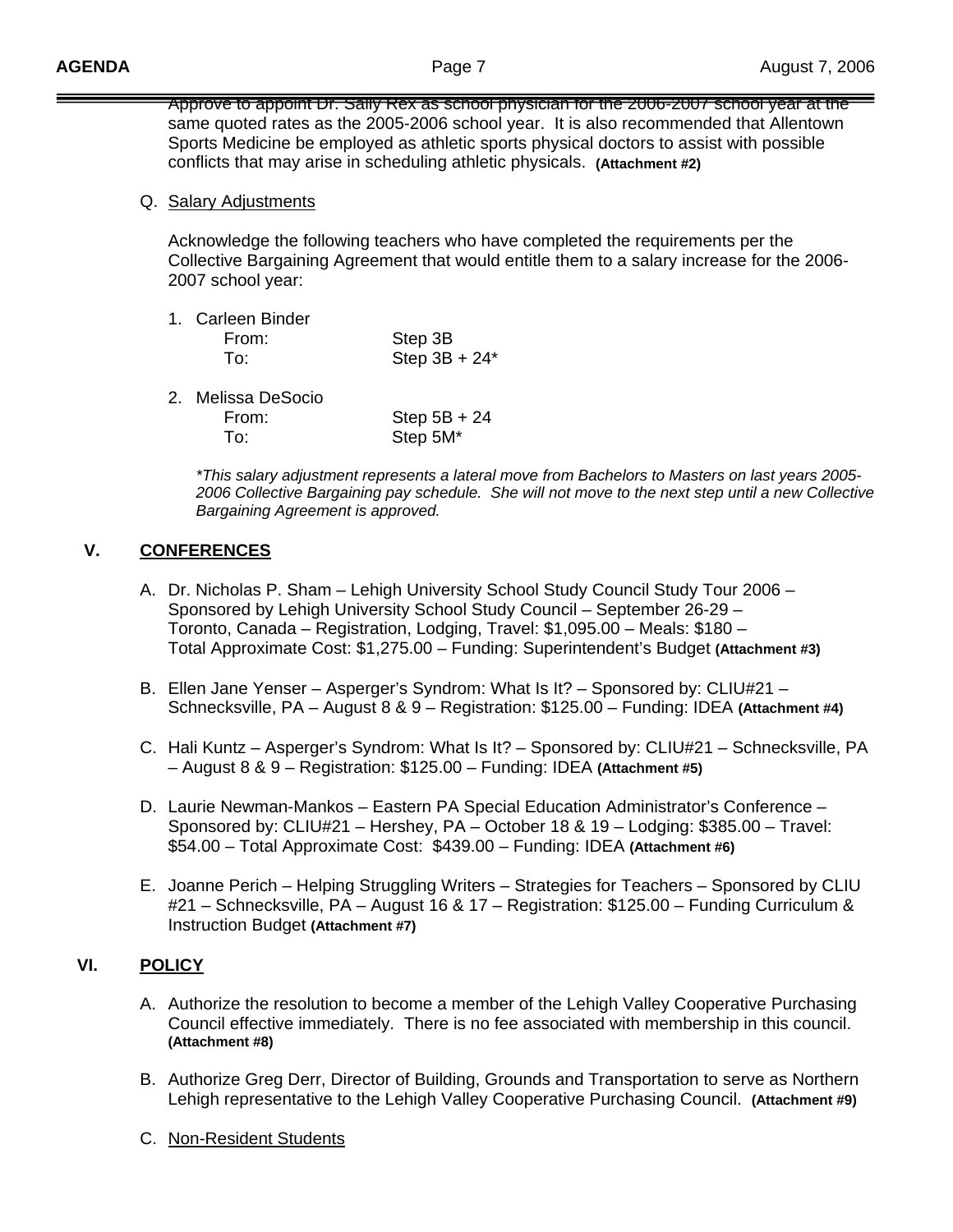Approve to appoint Dr. Sally Rex as school physician for the 2006-2007 school year at the same quoted rates as the 2005-2006 school year. It is also recommended that Allentown Sports Medicine be employed as athletic sports physical doctors to assist with possible conflicts that may arise in scheduling athletic physicals. **(Attachment #2)**

Q. Salary Adjustments

Acknowledge the following teachers who have completed the requirements per the Collective Bargaining Agreement that would entitle them to a salary increase for the 2006-2007 school year:

1. Carleen Binder
   From: Step 3B
   To: Step 3B + 24*

2. Melissa DeSocio
   From: Step 5B + 24
   To: Step 5M*

*\*This salary adjustment represents a lateral move from Bachelors to Masters on last years 2005-2006 Collective Bargaining pay schedule. She will not move to the next step until a new Collective Bargaining Agreement is approved.*

## V. CONFERENCES

A. Dr. Nicholas P. Sham – Lehigh University School Study Council Study Tour 2006 – Sponsored by Lehigh University School Study Council – September 26-29 – Toronto, Canada – Registration, Lodging, Travel: $1,095.00 – Meals: $180 – Total Approximate Cost: $1,275.00 – Funding: Superintendent's Budget **(Attachment #3)**

B. Ellen Jane Yenser – Asperger's Syndrom: What Is It? – Sponsored by: CLIU#21 – Schnecksville, PA – August 8 & 9 – Registration: $125.00 – Funding: IDEA **(Attachment #4)**

C. Hali Kuntz – Asperger's Syndrom: What Is It? – Sponsored by: CLIU#21 – Schnecksville, PA – August 8 & 9 – Registration: $125.00 – Funding: IDEA **(Attachment #5)**

D. Laurie Newman-Mankos – Eastern PA Special Education Administrator's Conference – Sponsored by: CLIU#21 – Hershey, PA – October 18 & 19 – Lodging: $385.00 – Travel: $54.00 – Total Approximate Cost: $439.00 – Funding: IDEA **(Attachment #6)**

E. Joanne Perich – Helping Struggling Writers – Strategies for Teachers – Sponsored by CLIU #21 – Schnecksville, PA – August 16 & 17 – Registration: $125.00 – Funding Curriculum & Instruction Budget **(Attachment #7)**

## VI. POLICY

A. Authorize the resolution to become a member of the Lehigh Valley Cooperative Purchasing Council effective immediately. There is no fee associated with membership in this council. **(Attachment #8)**

B. Authorize Greg Derr, Director of Building, Grounds and Transportation to serve as Northern Lehigh representative to the Lehigh Valley Cooperative Purchasing Council. **(Attachment #9)**

C. Non-Resident Students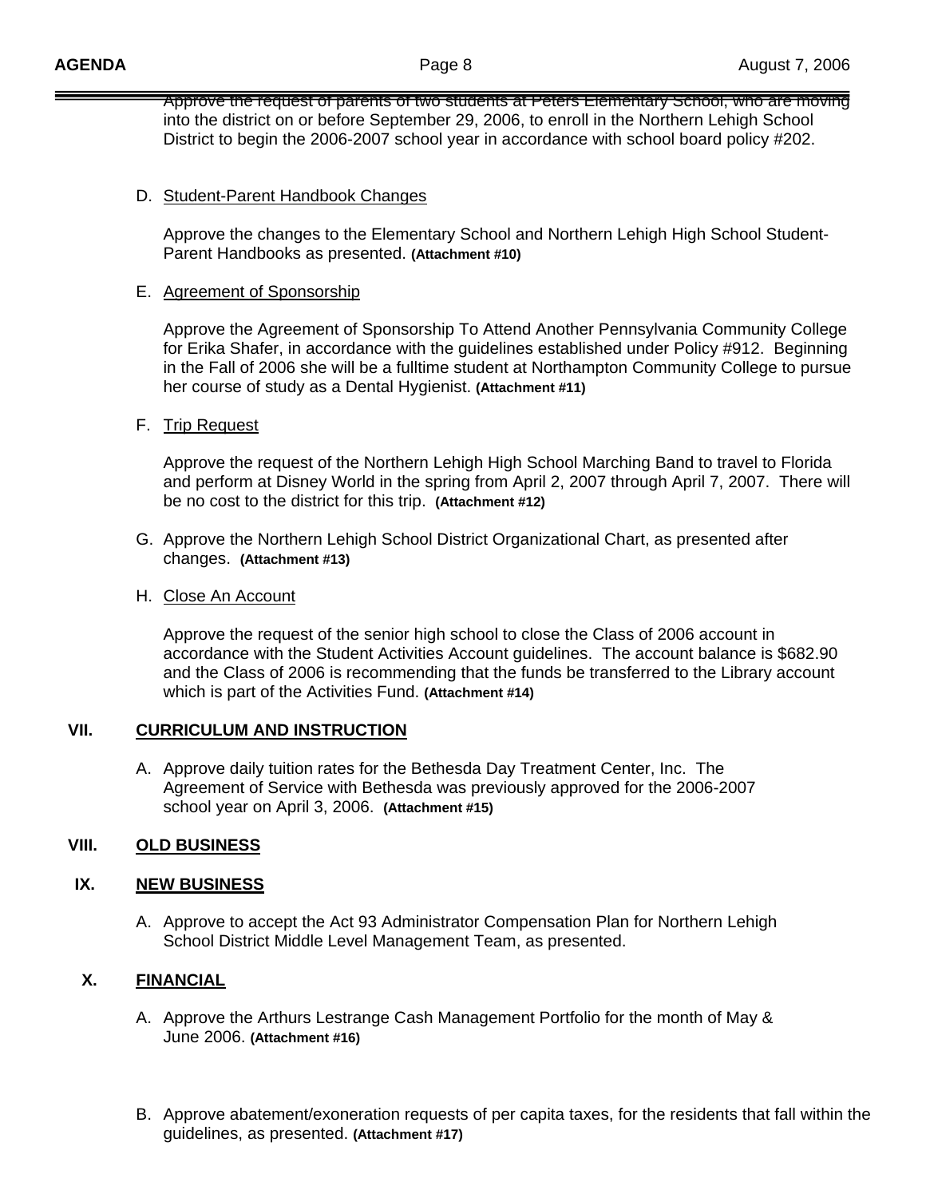Approve the request of parents of two students at Peters Elementary School, who are moving into the district on or before September 29, 2006, to enroll in the Northern Lehigh School District to begin the 2006-2007 school year in accordance with school board policy #202.

D. Student-Parent Handbook Changes

Approve the changes to the Elementary School and Northern Lehigh High School Student-Parent Handbooks as presented. **(Attachment #10)**

E. Agreement of Sponsorship

Approve the Agreement of Sponsorship To Attend Another Pennsylvania Community College for Erika Shafer, in accordance with the guidelines established under Policy #912. Beginning in the Fall of 2006 she will be a fulltime student at Northampton Community College to pursue her course of study as a Dental Hygienist. **(Attachment #11)**

F. Trip Request

Approve the request of the Northern Lehigh High School Marching Band to travel to Florida and perform at Disney World in the spring from April 2, 2007 through April 7, 2007. There will be no cost to the district for this trip. **(Attachment #12)**

G. Approve the Northern Lehigh School District Organizational Chart, as presented after changes. **(Attachment #13)**

H. Close An Account

Approve the request of the senior high school to close the Class of 2006 account in accordance with the Student Activities Account guidelines. The account balance is $682.90 and the Class of 2006 is recommending that the funds be transferred to the Library account which is part of the Activities Fund. **(Attachment #14)**

## VII. CURRICULUM AND INSTRUCTION

A. Approve daily tuition rates for the Bethesda Day Treatment Center, Inc. The Agreement of Service with Bethesda was previously approved for the 2006-2007 school year on April 3, 2006. **(Attachment #15)**

## VIII. OLD BUSINESS

## IX. NEW BUSINESS

A. Approve to accept the Act 93 Administrator Compensation Plan for Northern Lehigh School District Middle Level Management Team, as presented.

## X. FINANCIAL

A. Approve the Arthurs Lestrange Cash Management Portfolio for the month of May & June 2006. **(Attachment #16)**

B. Approve abatement/exoneration requests of per capita taxes, for the residents that fall within the guidelines, as presented. **(Attachment #17)**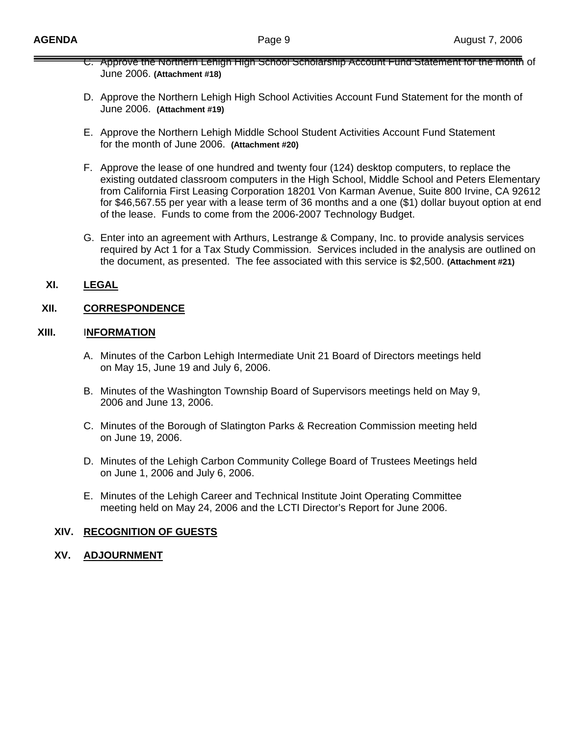C. Approve the Northern Lehigh High School Scholarship Account Fund Statement for the month of June 2006. **(Attachment #18)**

D. Approve the Northern Lehigh High School Activities Account Fund Statement for the month of June 2006. **(Attachment #19)**

E. Approve the Northern Lehigh Middle School Student Activities Account Fund Statement for the month of June 2006. **(Attachment #20)**

F. Approve the lease of one hundred and twenty four (124) desktop computers, to replace the existing outdated classroom computers in the High School, Middle School and Peters Elementary from California First Leasing Corporation 18201 Von Karman Avenue, Suite 800 Irvine, CA 92612 for $46,567.55 per year with a lease term of 36 months and a one ($1) dollar buyout option at end of the lease. Funds to come from the 2006-2007 Technology Budget.

G. Enter into an agreement with Arthurs, Lestrange & Company, Inc. to provide analysis services required by Act 1 for a Tax Study Commission. Services included in the analysis are outlined on the document, as presented. The fee associated with this service is $2,500. **(Attachment #21)**

## XI. LEGAL

## XII. CORRESPONDENCE

## XIII. INFORMATION

A. Minutes of the Carbon Lehigh Intermediate Unit 21 Board of Directors meetings held on May 15, June 19 and July 6, 2006.

B. Minutes of the Washington Township Board of Supervisors meetings held on May 9, 2006 and June 13, 2006.

C. Minutes of the Borough of Slatington Parks & Recreation Commission meeting held on June 19, 2006.

D. Minutes of the Lehigh Carbon Community College Board of Trustees Meetings held on June 1, 2006 and July 6, 2006.

E. Minutes of the Lehigh Career and Technical Institute Joint Operating Committee meeting held on May 24, 2006 and the LCTI Director's Report for June 2006.

## XIV. RECOGNITION OF GUESTS

## XV. ADJOURNMENT